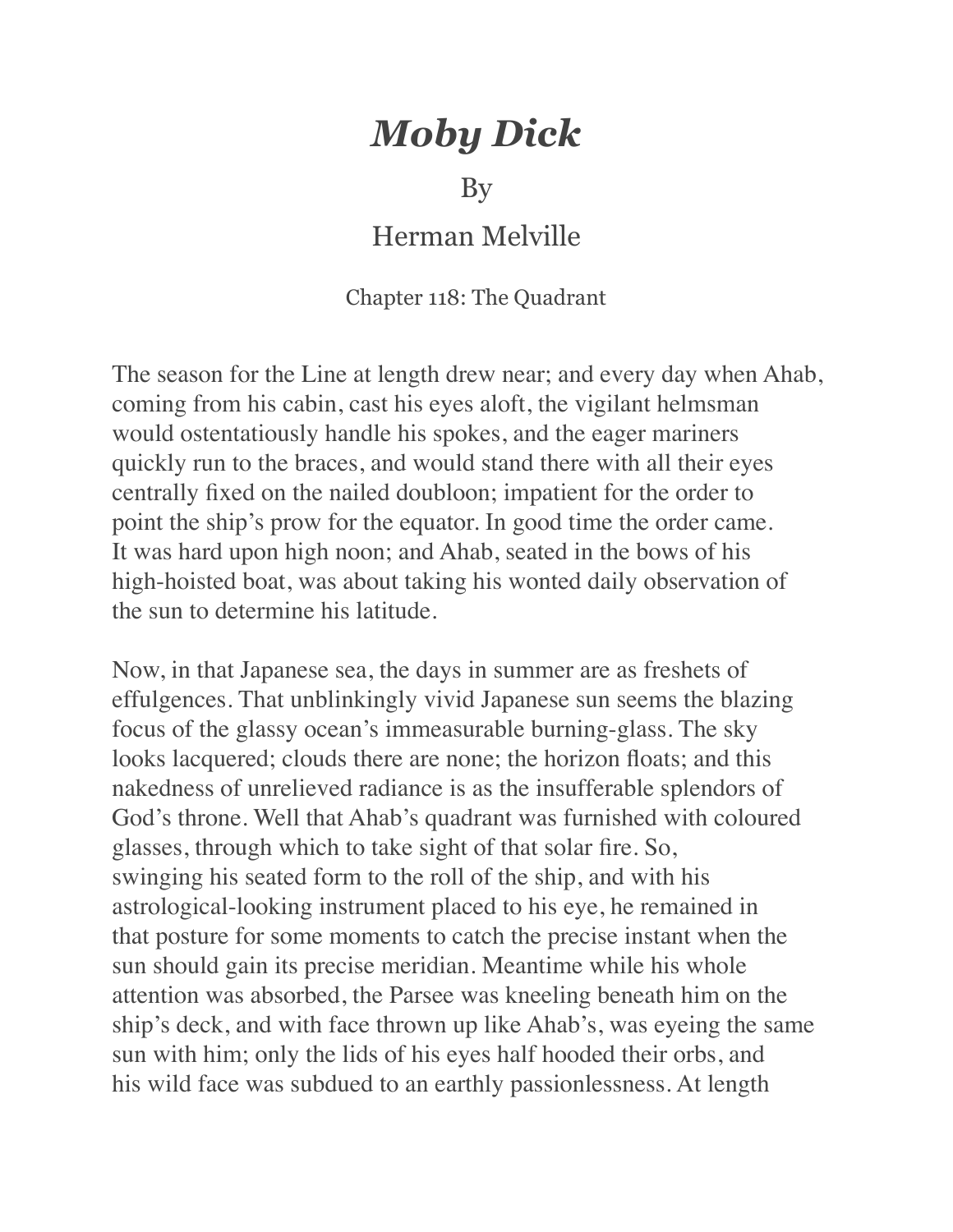# *Moby Dick*

By

Herman Melville

Chapter 118: The Quadrant

The season for the Line at length drew near; and every day when Ahab, coming from his cabin, cast his eyes aloft, the vigilant helmsman would ostentatiously handle his spokes, and the eager mariners quickly run to the braces, and would stand there with all their eyes centrally fixed on the nailed doubloon; impatient for the order to point the ship's prow for the equator. In good time the order came. It was hard upon high noon; and Ahab, seated in the bows of his high-hoisted boat, was about taking his wonted daily observation of the sun to determine his latitude.

Now, in that Japanese sea, the days in summer are as freshets of effulgences. That unblinkingly vivid Japanese sun seems the blazing focus of the glassy ocean's immeasurable burning-glass. The sky looks lacquered; clouds there are none; the horizon floats; and this nakedness of unrelieved radiance is as the insufferable splendors of God's throne. Well that Ahab's quadrant was furnished with coloured glasses, through which to take sight of that solar fire. So, swinging his seated form to the roll of the ship, and with his astrological-looking instrument placed to his eye, he remained in that posture for some moments to catch the precise instant when the sun should gain its precise meridian. Meantime while his whole attention was absorbed, the Parsee was kneeling beneath him on the ship's deck, and with face thrown up like Ahab's, was eyeing the same sun with him; only the lids of his eyes half hooded their orbs, and his wild face was subdued to an earthly passionlessness. At length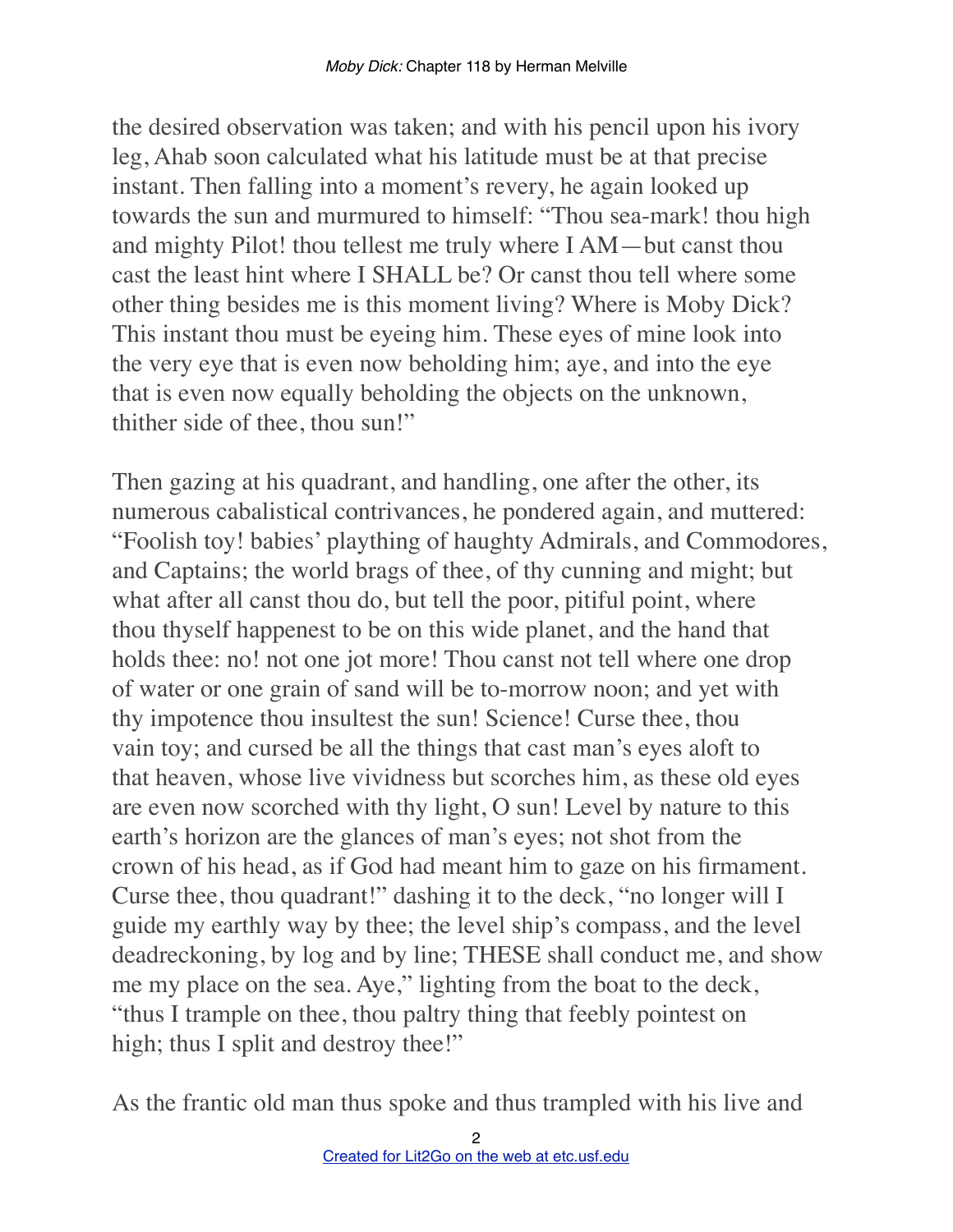the desired observation was taken; and with his pencil upon his ivory leg, Ahab soon calculated what his latitude must be at that precise instant. Then falling into a moment's revery, he again looked up towards the sun and murmured to himself: "Thou sea-mark! thou high and mighty Pilot! thou tellest me truly where I AM—but canst thou cast the least hint where I SHALL be? Or canst thou tell where some other thing besides me is this moment living? Where is Moby Dick? This instant thou must be eyeing him. These eyes of mine look into the very eye that is even now beholding him; aye, and into the eye that is even now equally beholding the objects on the unknown, thither side of thee, thou sun!"

Then gazing at his quadrant, and handling, one after the other, its numerous cabalistical contrivances, he pondered again, and muttered: "Foolish toy! babies' plaything of haughty Admirals, and Commodores, and Captains; the world brags of thee, of thy cunning and might; but what after all canst thou do, but tell the poor, pitiful point, where thou thyself happenest to be on this wide planet, and the hand that holds thee: no! not one jot more! Thou canst not tell where one drop of water or one grain of sand will be to-morrow noon; and yet with thy impotence thou insultest the sun! Science! Curse thee, thou vain toy; and cursed be all the things that cast man's eyes aloft to that heaven, whose live vividness but scorches him, as these old eyes are even now scorched with thy light, O sun! Level by nature to this earth's horizon are the glances of man's eyes; not shot from the crown of his head, as if God had meant him to gaze on his firmament. Curse thee, thou quadrant!" dashing it to the deck, "no longer will I guide my earthly way by thee; the level ship's compass, and the level deadreckoning, by log and by line; THESE shall conduct me, and show me my place on the sea. Aye," lighting from the boat to the deck, "thus I trample on thee, thou paltry thing that feebly pointest on high; thus I split and destroy thee!"

As the frantic old man thus spoke and thus trampled with his live and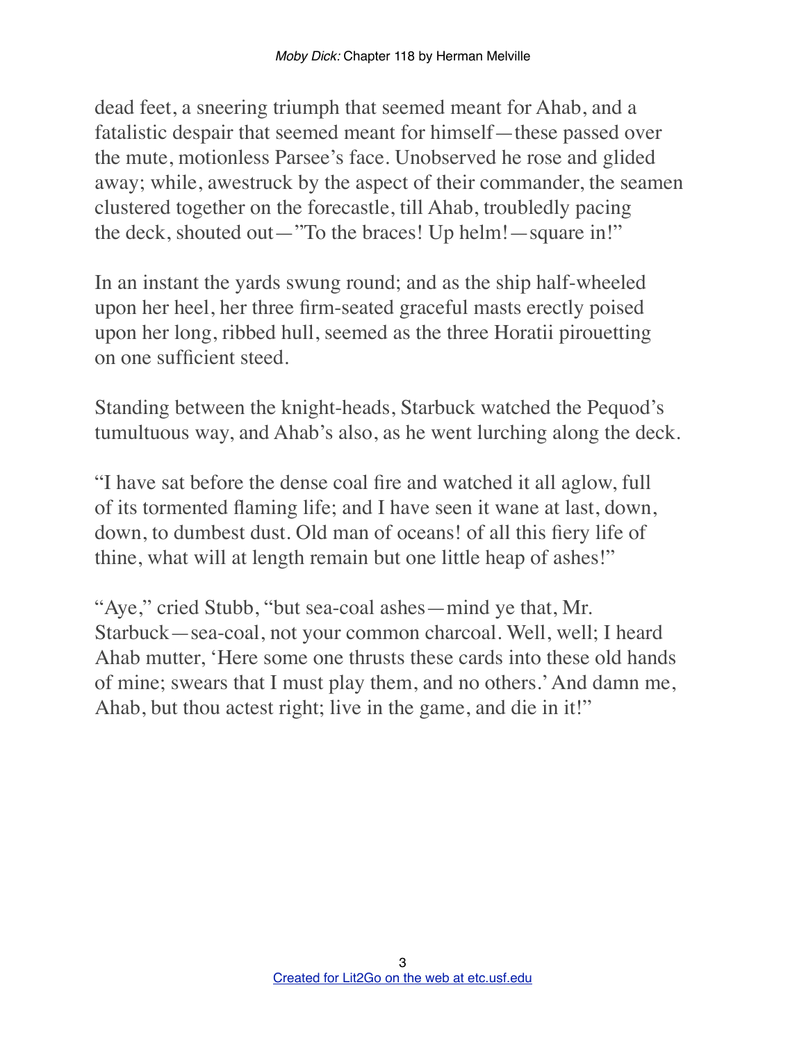dead feet, a sneering triumph that seemed meant for Ahab, and a fatalistic despair that seemed meant for himself—these passed over the mute, motionless Parsee's face. Unobserved he rose and glided away; while, awestruck by the aspect of their commander, the seamen clustered together on the forecastle, till Ahab, troubledly pacing the deck, shouted out—"To the braces! Up helm!—square in!"

In an instant the yards swung round; and as the ship half-wheeled upon her heel, her three firm-seated graceful masts erectly poised upon her long, ribbed hull, seemed as the three Horatii pirouetting on one sufficient steed.

Standing between the knight-heads, Starbuck watched the Pequod's tumultuous way, and Ahab's also, as he went lurching along the deck.

"I have sat before the dense coal fire and watched it all aglow, full of its tormented flaming life; and I have seen it wane at last, down, down, to dumbest dust. Old man of oceans! of all this fiery life of thine, what will at length remain but one little heap of ashes!"

"Aye," cried Stubb, "but sea-coal ashes—mind ye that, Mr. Starbuck—sea-coal, not your common charcoal. Well, well; I heard Ahab mutter, 'Here some one thrusts these cards into these old hands of mine; swears that I must play them, and no others.' And damn me, Ahab, but thou actest right; live in the game, and die in it!"